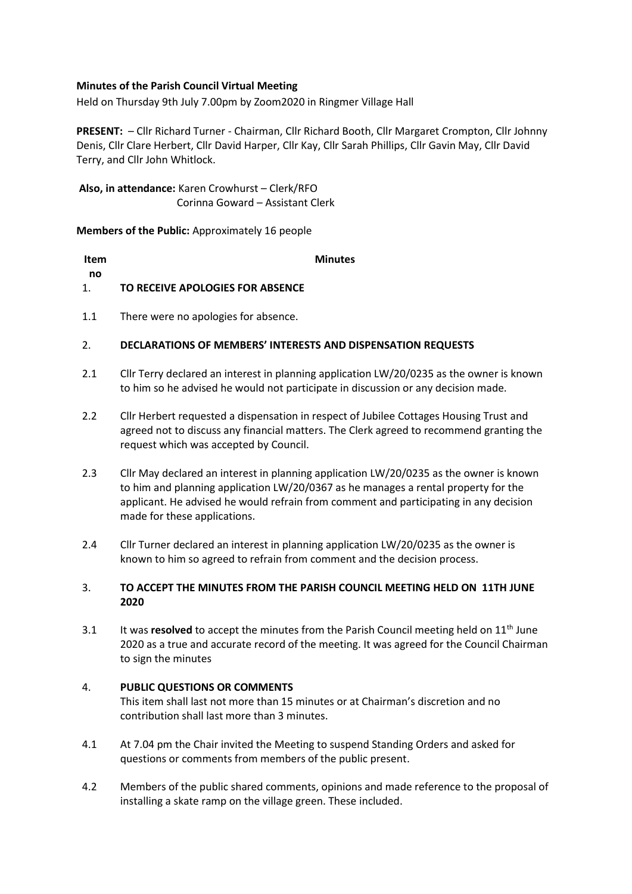**Minutes of the Parish Council Virtual Meeting**

Held on Thursday 9th July 7.00pm by Zoom2020 in Ringmer Village Hall

**PRESENT:** – Cllr Richard Turner - Chairman, Cllr Richard Booth, Cllr Margaret Crompton, Cllr Johnny Denis, Cllr Clare Herbert, Cllr David Harper, Cllr Kay, Cllr Sarah Phillips, Cllr Gavin May, Cllr David Terry, and Cllr John Whitlock.

**Also, in attendance:** Karen Crowhurst – Clerk/RFO
Corinna Goward – Assistant Clerk

**Members of the Public:** Approximately 16 people

| **Item no** | **Minutes** |
|---|---|
| 1. | **TO RECEIVE APOLOGIES FOR ABSENCE** |
| 1.1 | There were no apologies for absence. |
| 2. | **DECLARATIONS OF MEMBERS' INTERESTS AND DISPENSATION REQUESTS** |
| 2.1 | Cllr Terry declared an interest in planning application LW/20/0235 as the owner is known to him so he advised he would not participate in discussion or any decision made. |
| 2.2 | Cllr Herbert requested a dispensation in respect of Jubilee Cottages Housing Trust and agreed not to discuss any financial matters. The Clerk agreed to recommend granting the request which was accepted by Council. |
| 2.3 | Cllr May declared an interest in planning application LW/20/0235 as the owner is known to him and planning application LW/20/0367 as he manages a rental property for the applicant. He advised he would refrain from comment and participating in any decision made for these applications. |
| 2.4 | Cllr Turner declared an interest in planning application LW/20/0235 as the owner is known to him so agreed to refrain from comment and the decision process. |
| 3. | **TO ACCEPT THE MINUTES FROM THE PARISH COUNCIL MEETING HELD ON 11TH JUNE 2020** |
| 3.1 | It was **resolved** to accept the minutes from the Parish Council meeting held on 11th June 2020 as a true and accurate record of the meeting. It was agreed for the Council Chairman to sign the minutes |
| 4. | **PUBLIC QUESTIONS OR COMMENTS**<br>This item shall last not more than 15 minutes or at Chairman's discretion and no contribution shall last more than 3 minutes. |
| 4.1 | At 7.04 pm the Chair invited the Meeting to suspend Standing Orders and asked for questions or comments from members of the public present. |
| 4.2 | Members of the public shared comments, opinions and made reference to the proposal of installing a skate ramp on the village green. These included. |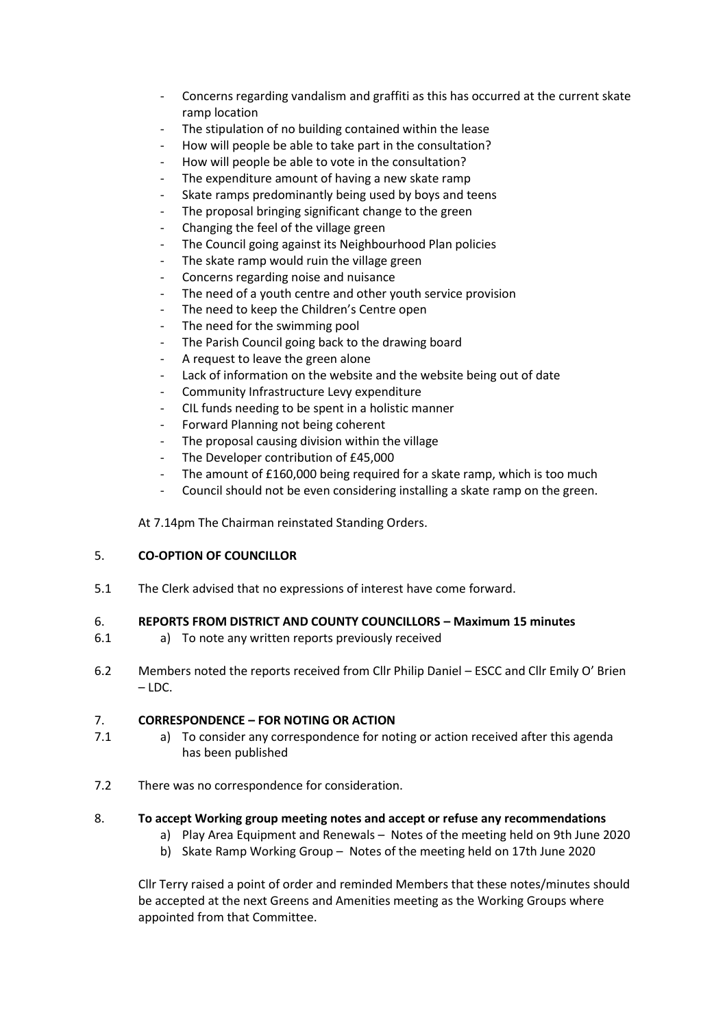- Concerns regarding vandalism and graffiti as this has occurred at the current skate ramp location
- The stipulation of no building contained within the lease
- How will people be able to take part in the consultation?
- How will people be able to vote in the consultation?
- The expenditure amount of having a new skate ramp
- Skate ramps predominantly being used by boys and teens
- The proposal bringing significant change to the green
- Changing the feel of the village green
- The Council going against its Neighbourhood Plan policies
- The skate ramp would ruin the village green
- Concerns regarding noise and nuisance
- The need of a youth centre and other youth service provision
- The need to keep the Children's Centre open
- The need for the swimming pool
- The Parish Council going back to the drawing board
- A request to leave the green alone
- Lack of information on the website and the website being out of date
- Community Infrastructure Levy expenditure
- CIL funds needing to be spent in a holistic manner
- Forward Planning not being coherent
- The proposal causing division within the village
- The Developer contribution of £45,000
- The amount of £160,000 being required for a skate ramp, which is too much
- Council should not be even considering installing a skate ramp on the green.

At 7.14pm The Chairman reinstated Standing Orders.

5. **CO-OPTION OF COUNCILLOR**

5.1 The Clerk advised that no expressions of interest have come forward.

6. **REPORTS FROM DISTRICT AND COUNTY COUNCILLORS – Maximum 15 minutes**

6.1 a) To note any written reports previously received

6.2 Members noted the reports received from Cllr Philip Daniel – ESCC and Cllr Emily O' Brien – LDC.

7. **CORRESPONDENCE – FOR NOTING OR ACTION**

7.1 a) To consider any correspondence for noting or action received after this agenda has been published

7.2 There was no correspondence for consideration.

8. **To accept Working group meeting notes and accept or refuse any recommendations**

a) Play Area Equipment and Renewals – Notes of the meeting held on 9th June 2020

b) Skate Ramp Working Group – Notes of the meeting held on 17th June 2020

Cllr Terry raised a point of order and reminded Members that these notes/minutes should be accepted at the next Greens and Amenities meeting as the Working Groups where appointed from that Committee.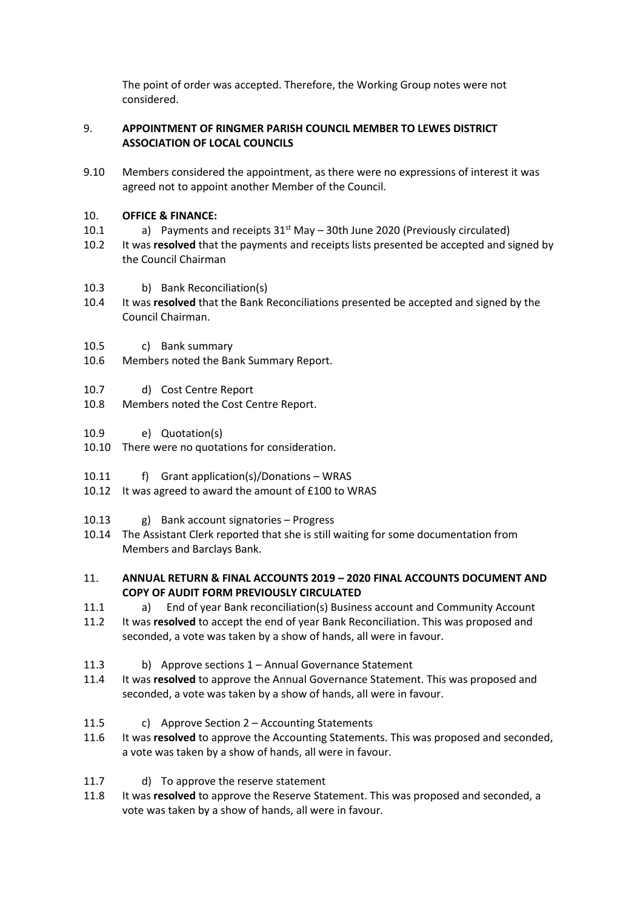The point of order was accepted. Therefore, the Working Group notes were not considered.

9. **APPOINTMENT OF RINGMER PARISH COUNCIL MEMBER TO LEWES DISTRICT ASSOCIATION OF LOCAL COUNCILS**

9.10 Members considered the appointment, as there were no expressions of interest it was agreed not to appoint another Member of the Council.

10. **OFFICE & FINANCE:**

10.1 a) Payments and receipts 31st May – 30th June 2020 (Previously circulated)

10.2 It was **resolved** that the payments and receipts lists presented be accepted and signed by the Council Chairman

10.3 b) Bank Reconciliation(s)

10.4 It was **resolved** that the Bank Reconciliations presented be accepted and signed by the Council Chairman.

10.5 c) Bank summary

10.6 Members noted the Bank Summary Report.

10.7 d) Cost Centre Report

10.8 Members noted the Cost Centre Report.

10.9 e) Quotation(s)

10.10 There were no quotations for consideration.

10.11 f) Grant application(s)/Donations – WRAS

10.12 It was agreed to award the amount of £100 to WRAS

10.13 g) Bank account signatories – Progress

10.14 The Assistant Clerk reported that she is still waiting for some documentation from Members and Barclays Bank.

11. **ANNUAL RETURN & FINAL ACCOUNTS 2019 – 2020 FINAL ACCOUNTS DOCUMENT AND COPY OF AUDIT FORM PREVIOUSLY CIRCULATED**

11.1 a) End of year Bank reconciliation(s) Business account and Community Account

11.2 It was **resolved** to accept the end of year Bank Reconciliation. This was proposed and seconded, a vote was taken by a show of hands, all were in favour.

11.3 b) Approve sections 1 – Annual Governance Statement

11.4 It was **resolved** to approve the Annual Governance Statement. This was proposed and seconded, a vote was taken by a show of hands, all were in favour.

11.5 c) Approve Section 2 – Accounting Statements

11.6 It was **resolved** to approve the Accounting Statements. This was proposed and seconded, a vote was taken by a show of hands, all were in favour.

11.7 d) To approve the reserve statement

11.8 It was **resolved** to approve the Reserve Statement. This was proposed and seconded, a vote was taken by a show of hands, all were in favour.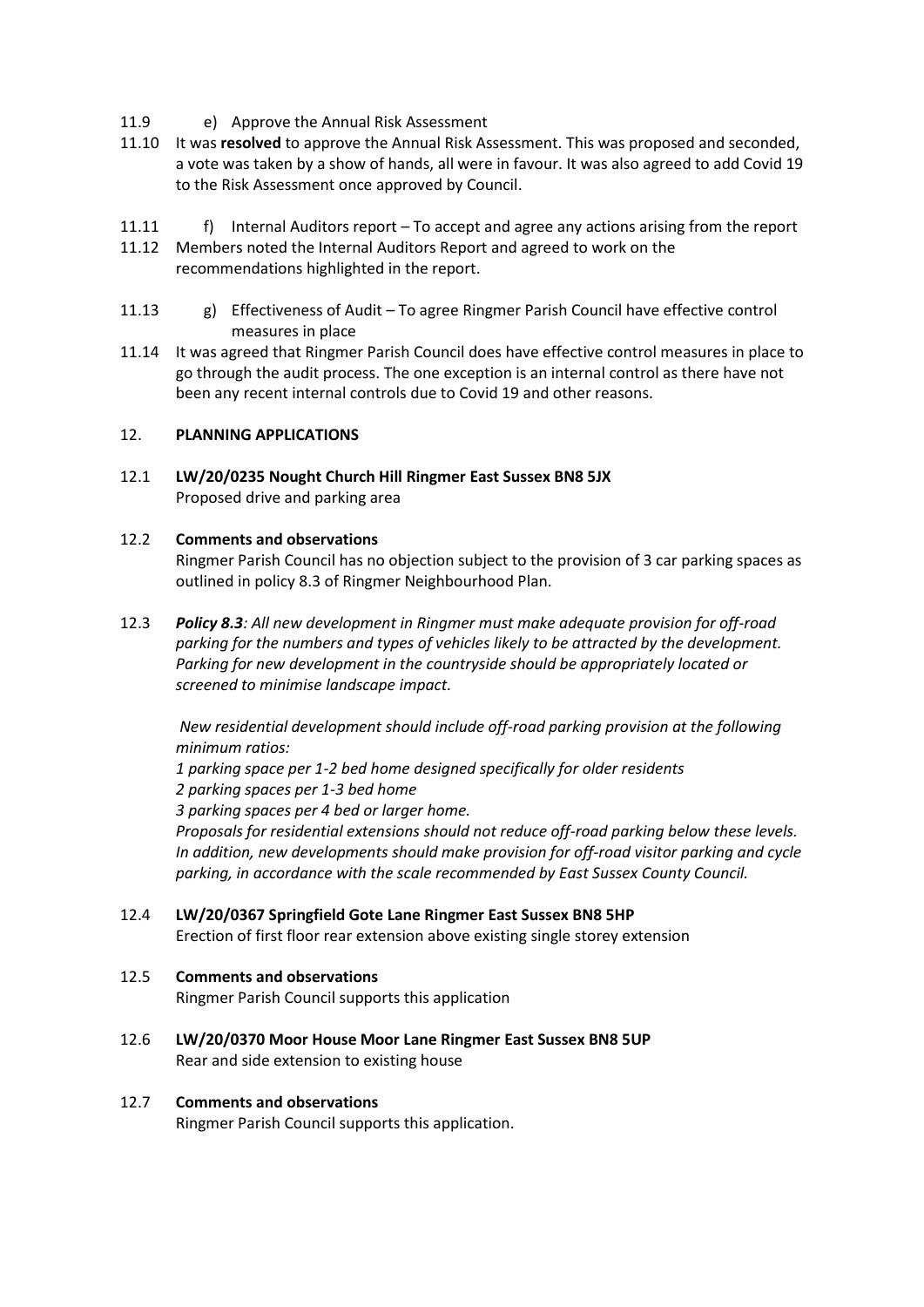11.9 e) Approve the Annual Risk Assessment

11.10 It was **resolved** to approve the Annual Risk Assessment. This was proposed and seconded, a vote was taken by a show of hands, all were in favour. It was also agreed to add Covid 19 to the Risk Assessment once approved by Council.

11.11 f) Internal Auditors report – To accept and agree any actions arising from the report

11.12 Members noted the Internal Auditors Report and agreed to work on the recommendations highlighted in the report.

11.13 g) Effectiveness of Audit – To agree Ringmer Parish Council have effective control measures in place

11.14 It was agreed that Ringmer Parish Council does have effective control measures in place to go through the audit process. The one exception is an internal control as there have not been any recent internal controls due to Covid 19 and other reasons.

## 12. PLANNING APPLICATIONS

12.1 **LW/20/0235 Nought Church Hill Ringmer East Sussex BN8 5JX**
Proposed drive and parking area

12.2 **Comments and observations**
Ringmer Parish Council has no objection subject to the provision of 3 car parking spaces as outlined in policy 8.3 of Ringmer Neighbourhood Plan.

12.3 ***Policy 8.3**: All new development in Ringmer must make adequate provision for off-road parking for the numbers and types of vehicles likely to be attracted by the development. Parking for new development in the countryside should be appropriately located or screened to minimise landscape impact.*

*New residential development should include off-road parking provision at the following minimum ratios:*
*1 parking space per 1-2 bed home designed specifically for older residents*
*2 parking spaces per 1-3 bed home*
*3 parking spaces per 4 bed or larger home.*
*Proposals for residential extensions should not reduce off-road parking below these levels. In addition, new developments should make provision for off-road visitor parking and cycle parking, in accordance with the scale recommended by East Sussex County Council.*

12.4 **LW/20/0367 Springfield Gote Lane Ringmer East Sussex BN8 5HP**
Erection of first floor rear extension above existing single storey extension

12.5 **Comments and observations**
Ringmer Parish Council supports this application

12.6 **LW/20/0370 Moor House Moor Lane Ringmer East Sussex BN8 5UP**
Rear and side extension to existing house

12.7 **Comments and observations**
Ringmer Parish Council supports this application.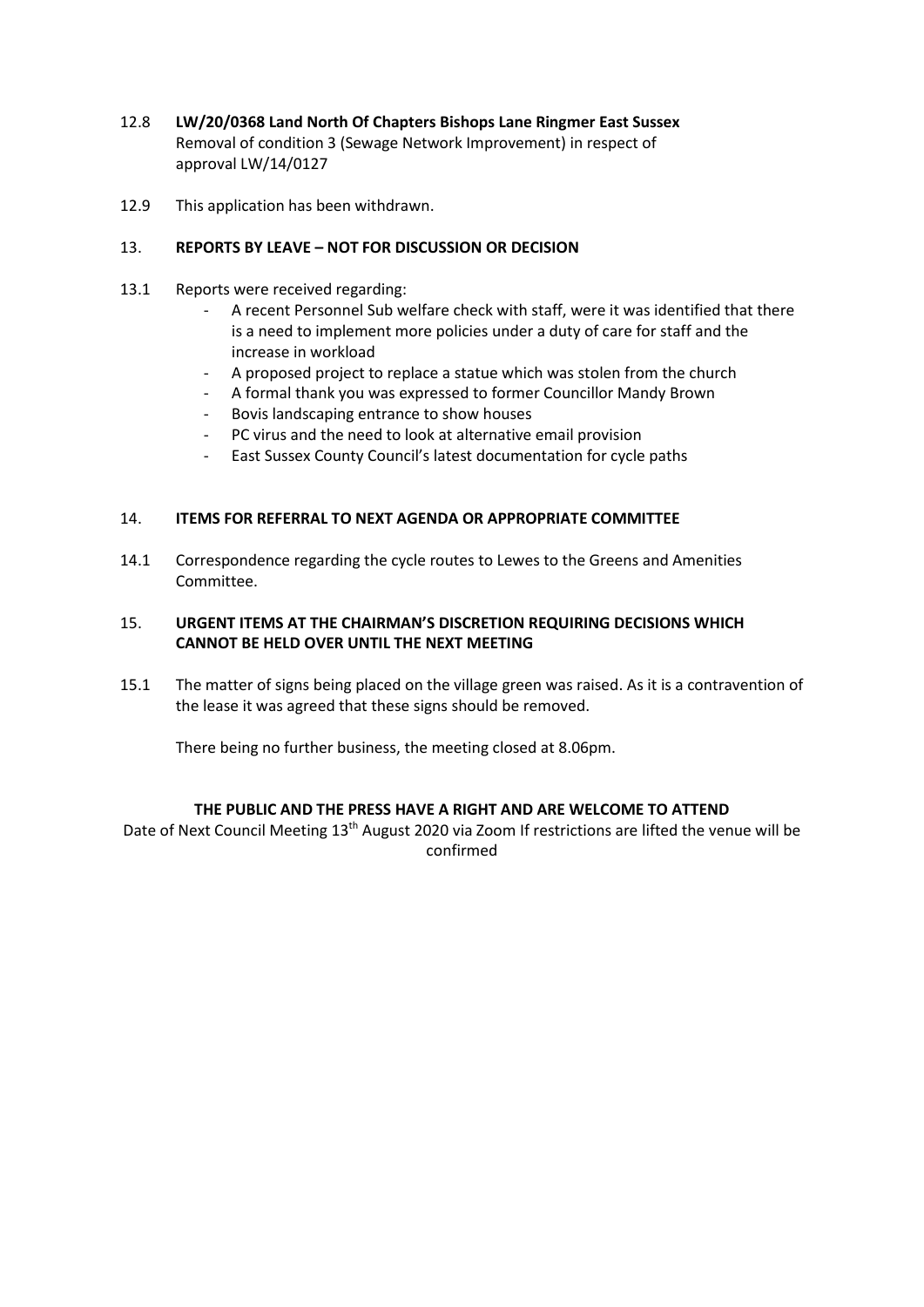12.8 **LW/20/0368 Land North Of Chapters Bishops Lane Ringmer East Sussex**
Removal of condition 3 (Sewage Network Improvement) in respect of approval LW/14/0127

12.9 This application has been withdrawn.

## 13. REPORTS BY LEAVE – NOT FOR DISCUSSION OR DECISION

13.1 Reports were received regarding:

- A recent Personnel Sub welfare check with staff, were it was identified that there is a need to implement more policies under a duty of care for staff and the increase in workload
- A proposed project to replace a statue which was stolen from the church
- A formal thank you was expressed to former Councillor Mandy Brown
- Bovis landscaping entrance to show houses
- PC virus and the need to look at alternative email provision
- East Sussex County Council's latest documentation for cycle paths

## 14. ITEMS FOR REFERRAL TO NEXT AGENDA OR APPROPRIATE COMMITTEE

14.1 Correspondence regarding the cycle routes to Lewes to the Greens and Amenities Committee.

## 15. URGENT ITEMS AT THE CHAIRMAN'S DISCRETION REQUIRING DECISIONS WHICH CANNOT BE HELD OVER UNTIL THE NEXT MEETING

15.1 The matter of signs being placed on the village green was raised. As it is a contravention of the lease it was agreed that these signs should be removed.

There being no further business, the meeting closed at 8.06pm.

**THE PUBLIC AND THE PRESS HAVE A RIGHT AND ARE WELCOME TO ATTEND**

Date of Next Council Meeting 13th August 2020 via Zoom If restrictions are lifted the venue will be confirmed